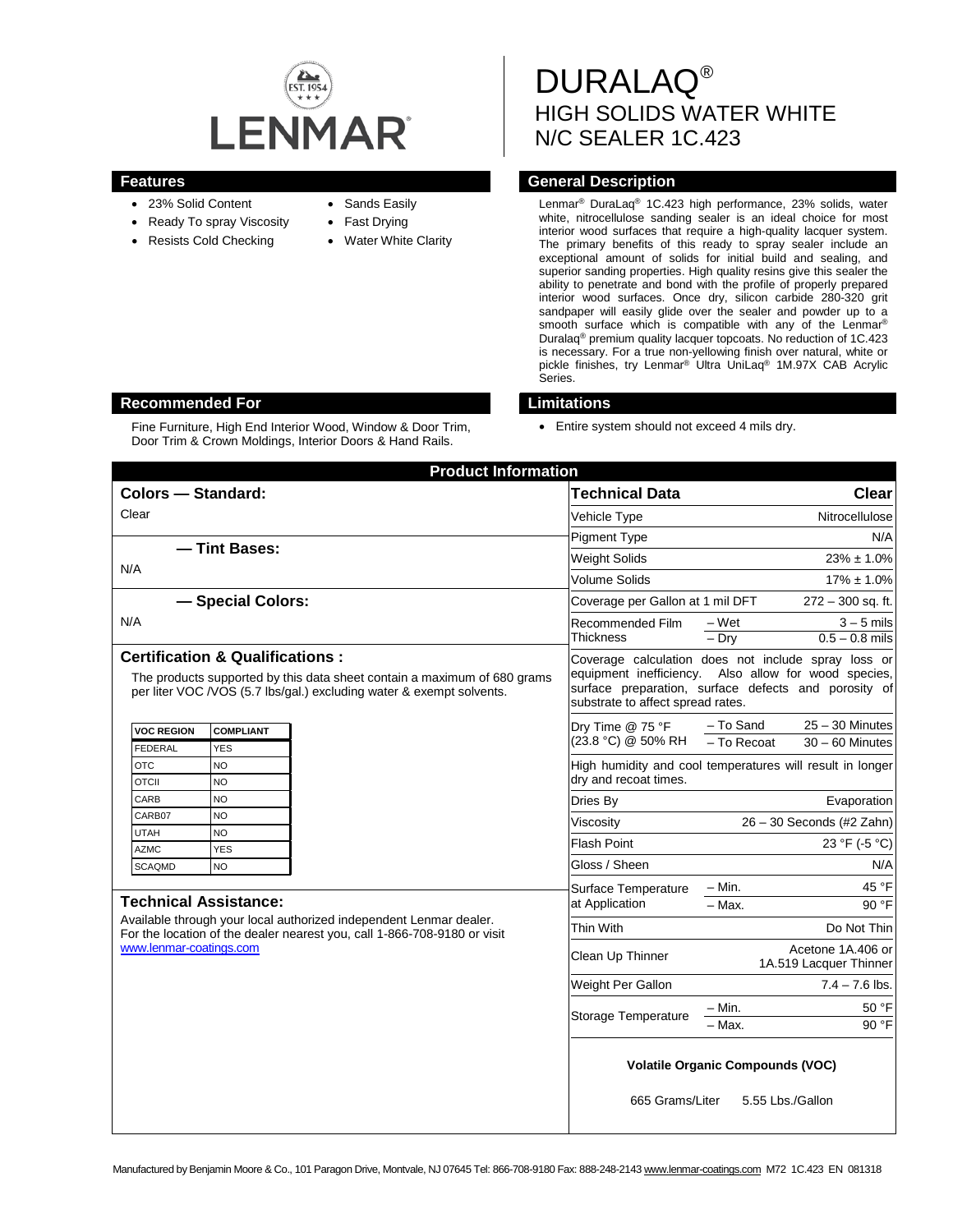LENMAR

# DURALAQ®
## HIGH SOLIDS WATER WHITE N/C SEALER 1C.423

## Features

- 23% Solid Content
- Ready To spray Viscosity
- Resists Cold Checking
- Sands Easily
- Fast Drying
- Water White Clarity

## General Description

Lenmar® DuraLaq® 1C.423 high performance, 23% solids, water white, nitrocellulose sanding sealer is an ideal choice for most interior wood surfaces that require a high-quality lacquer system. The primary benefits of this ready to spray sealer include an exceptional amount of solids for initial build and sealing, and superior sanding properties. High quality resins give this sealer the ability to penetrate and bond with the profile of properly prepared interior wood surfaces. Once dry, silicon carbide 280-320 grit sandpaper will easily glide over the sealer and powder up to a smooth surface which is compatible with any of the Lenmar® Duralaq® premium quality lacquer topcoats. No reduction of 1C.423 is necessary. For a true non-yellowing finish over natural, white or pickle finishes, try Lenmar® Ultra UniLaq® 1M.97X CAB Acrylic Series.

## Recommended For

Fine Furniture, High End Interior Wood, Window & Door Trim, Door Trim & Crown Moldings, Interior Doors & Hand Rails.

## Limitations

- Entire system should not exceed 4 mils dry.

## Product Information

### Colors — Standard:

Clear

### — Tint Bases:

N/A

### — Special Colors:

N/A

### Certification & Qualifications :

The products supported by this data sheet contain a maximum of 680 grams per liter VOC /VOS (5.7 lbs/gal.) excluding water & exempt solvents.

| VOC REGION | COMPLIANT |
|---|---|
| FEDERAL | YES |
| OTC | NO |
| OTCII | NO |
| CARB | NO |
| CARB07 | NO |
| UTAH | NO |
| AZMC | YES |
| SCAQMD | NO |

### Technical Assistance:

Available through your local authorized independent Lenmar dealer. For the location of the dealer nearest you, call 1-866-708-9180 or visit www.lenmar-coatings.com

| Technical Data | | Clear |
|---|---|---|
| Vehicle Type | | Nitrocellulose |
| Pigment Type | | N/A |
| Weight Solids | | 23% ± 1.0% |
| Volume Solids | | 17% ± 1.0% |
| Coverage per Gallon at 1 mil DFT | | 272 – 300 sq. ft. |
| Recommended Film Thickness | – Wet | 3 – 5 mils |
| | – Dry | 0.5 – 0.8 mils |
| Coverage calculation does not include spray loss or equipment inefficiency. Also allow for wood species, surface preparation, surface defects and porosity of substrate to affect spread rates. | | |
| Dry Time @ 75 °F (23.8 °C) @ 50% RH | – To Sand | 25 – 30 Minutes |
| | – To Recoat | 30 – 60 Minutes |
| High humidity and cool temperatures will result in longer dry and recoat times. | | |
| Dries By | | Evaporation |
| Viscosity | | 26 – 30 Seconds (#2 Zahn) |
| Flash Point | | 23 °F (-5 °C) |
| Gloss / Sheen | | N/A |
| Surface Temperature at Application | – Min. | 45 °F |
| | – Max. | 90 °F |
| Thin With | | Do Not Thin |
| Clean Up Thinner | | Acetone 1A.406 or 1A.519 Lacquer Thinner |
| Weight Per Gallon | | 7.4 – 7.6 lbs. |
| Storage Temperature | – Min. | 50 °F |
| | – Max. | 90 °F |

**Volatile Organic Compounds (VOC)**

665 Grams/Liter 5.55 Lbs./Gallon

Manufactured by Benjamin Moore & Co., 101 Paragon Drive, Montvale, NJ 07645 Tel: 866-708-9180 Fax: 888-248-2143 www.lenmar-coatings.com M72 1C.423 EN 081318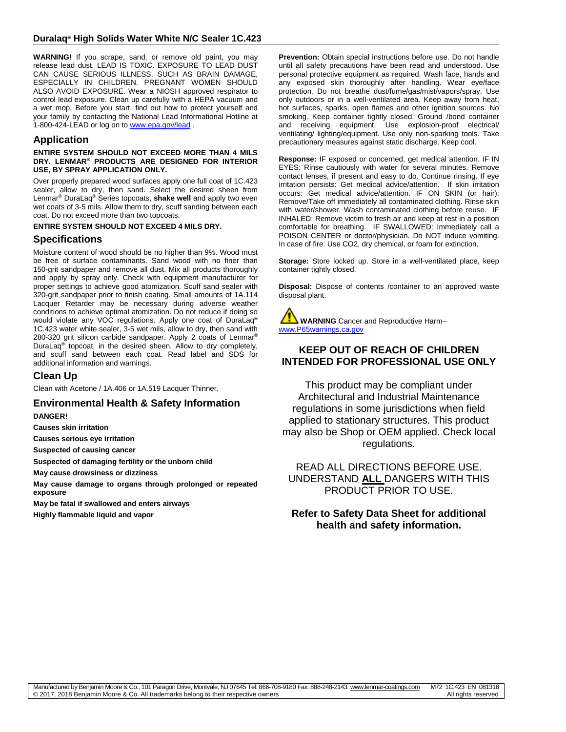# Duralaq® High Solids Water White N/C Sealer 1C.423

**WARNING!** If you scrape, sand, or remove old paint, you may release lead dust. LEAD IS TOXIC. EXPOSURE TO LEAD DUST CAN CAUSE SERIOUS ILLNESS, SUCH AS BRAIN DAMAGE, ESPECIALLY IN CHILDREN. PREGNANT WOMEN SHOULD ALSO AVOID EXPOSURE. Wear a NIOSH approved respirator to control lead exposure. Clean up carefully with a HEPA vacuum and a wet mop. Before you start, find out how to protect yourself and your family by contacting the National Lead Informational Hotline at 1-800-424-LEAD or log on to www.epa.gov/lead .

## Application

**ENTIRE SYSTEM SHOULD NOT EXCEED MORE THAN 4 MILS DRY. LENMAR® PRODUCTS ARE DESIGNED FOR INTERIOR USE, BY SPRAY APPLICATION ONLY.**

Over properly prepared wood surfaces apply one full coat of 1C.423 sealer, allow to dry, then sand. Select the desired sheen from Lenmar® DuraLaq® Series topcoats, **shake well** and apply two even wet coats of 3-5 mils. Allow them to dry, scuff sanding between each coat. Do not exceed more than two topcoats.

**ENTIRE SYSTEM SHOULD NOT EXCEED 4 MILS DRY.**

## Specifications

Moisture content of wood should be no higher than 9%. Wood must be free of surface contaminants. Sand wood with no finer than 150-grit sandpaper and remove all dust. Mix all products thoroughly and apply by spray only. Check with equipment manufacturer for proper settings to achieve good atomization. Scuff sand sealer with 320-grit sandpaper prior to finish coating. Small amounts of 1A.114 Lacquer Retarder may be necessary during adverse weather conditions to achieve optimal atomization. Do not reduce if doing so would violate any VOC regulations. Apply one coat of DuraLaq® 1C.423 water white sealer, 3-5 wet mils, allow to dry, then sand with 280-320 grit silicon carbide sandpaper. Apply 2 coats of Lenmar® DuraLaq® topcoat, in the desired sheen. Allow to dry completely, and scuff sand between each coat. Read label and SDS for additional information and warnings.

## Clean Up

Clean with Acetone / 1A.406 or 1A.519 Lacquer Thinner.

## Environmental Health & Safety Information

**DANGER!**

**Causes skin irritation**

**Causes serious eye irritation**

**Suspected of causing cancer**

**Suspected of damaging fertility or the unborn child**

**May cause drowsiness or dizziness**

**May cause damage to organs through prolonged or repeated exposure**

**May be fatal if swallowed and enters airways**

**Highly flammable liquid and vapor**

**Prevention:** Obtain special instructions before use. Do not handle until all safety precautions have been read and understood. Use personal protective equipment as required. Wash face, hands and any exposed skin thoroughly after handling. Wear eye/face protection. Do not breathe dust/fume/gas/mist/vapors/spray. Use only outdoors or in a well-ventilated area. Keep away from heat, hot surfaces, sparks, open flames and other ignition sources. No smoking. Keep container tightly closed. Ground /bond container and receiving equipment. Use explosion-proof electrical/ ventilating/ lighting/equipment. Use only non-sparking tools. Take precautionary measures against static discharge. Keep cool.

**Response:** IF exposed or concerned, get medical attention. IF IN EYES: Rinse cautiously with water for several minutes. Remove contact lenses, if present and easy to do. Continue rinsing. If eye irritation persists: Get medical advice/attention. If skin irritation occurs: Get medical advice/attention. IF ON SKIN (or hair): Remove/Take off immediately all contaminated clothing. Rinse skin with water/shower. Wash contaminated clothing before reuse. IF INHALED: Remove victim to fresh air and keep at rest in a position comfortable for breathing. IF SWALLOWED: Immediately call a POISON CENTER or doctor/physician. Do NOT induce vomiting. In case of fire: Use CO2, dry chemical, or foam for extinction.

**Storage:** Store locked up. Store in a well-ventilated place, keep container tightly closed.

**Disposal:** Dispose of contents /container to an approved waste disposal plant.

**WARNING** Cancer and Reproductive Harm– www.P65warnings.ca.gov

**KEEP OUT OF REACH OF CHILDREN**
**INTENDED FOR PROFESSIONAL USE ONLY**

This product may be compliant under Architectural and Industrial Maintenance regulations in some jurisdictions when field applied to stationary structures. This product may also be Shop or OEM applied. Check local regulations.

READ ALL DIRECTIONS BEFORE USE. UNDERSTAND **ALL** DANGERS WITH THIS PRODUCT PRIOR TO USE.

**Refer to Safety Data Sheet for additional health and safety information.**

Manufactured by Benjamin Moore & Co., 101 Paragon Drive, Montvale, NJ 07645 Tel: 866-708-9180 Fax: 888-248-2143 www.lenmar-coatings.com M72 1C.423 EN 081318
© 2017, 2018 Benjamin Moore & Co. All trademarks belong to their respective owners All rights reserved